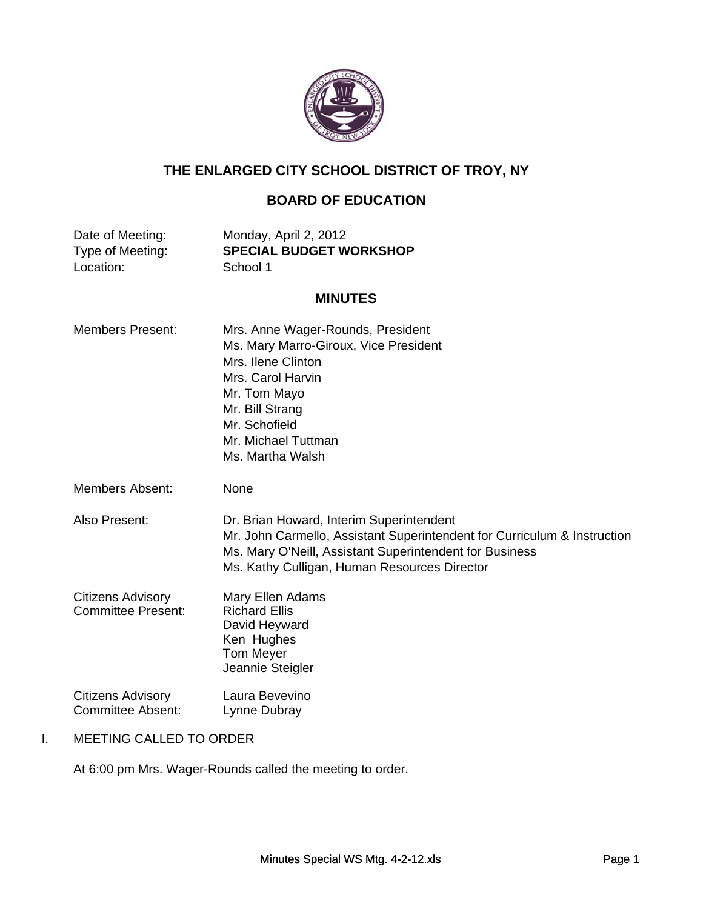# THE ENLARGED CITY SCHOOL DISTRICT OF TROY, NY

## BOARD OF EDUCATION

| | |
|---|---|
| Date of Meeting: | Monday, April 2, 2012 |
| Type of Meeting: | **SPECIAL BUDGET WORKSHOP** |
| Location: | School 1 |

## MINUTES

| | |
|---|---|
| Members Present: | Mrs. Anne Wager-Rounds, President<br>Ms. Mary Marro-Giroux, Vice President<br>Mrs. Ilene Clinton<br>Mrs. Carol Harvin<br>Mr. Tom Mayo<br>Mr. Bill Strang<br>Mr. Schofield<br>Mr. Michael Tuttman<br>Ms. Martha Walsh |
| Members Absent: | None |
| Also Present: | Dr. Brian Howard, Interim Superintendent<br>Mr. John Carmello, Assistant Superintendent for Curriculum & Instruction<br>Ms. Mary O'Neill, Assistant Superintendent for Business<br>Ms. Kathy Culligan, Human Resources Director |
| Citizens Advisory Committee Present: | Mary Ellen Adams<br>Richard Ellis<br>David Heyward<br>Ken Hughes<br>Tom Meyer<br>Jeannie Steigler |
| Citizens Advisory Committee Absent: | Laura Bevevino<br>Lynne Dubray |

I. MEETING CALLED TO ORDER

At 6:00 pm Mrs. Wager-Rounds called the meeting to order.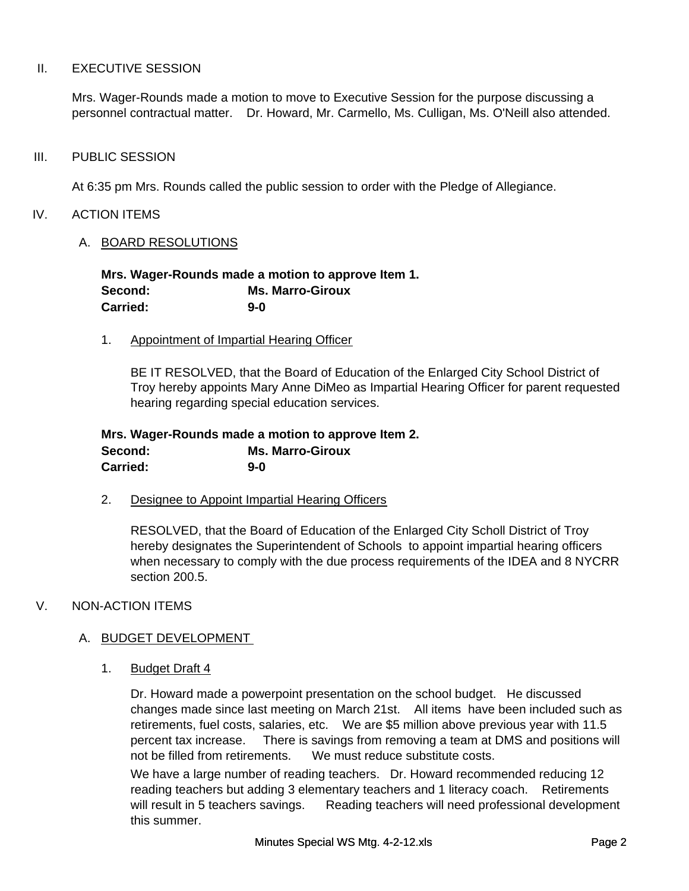II. EXECUTIVE SESSION

Mrs. Wager-Rounds made a motion to move to Executive Session for the purpose discussing a personnel contractual matter. Dr. Howard, Mr. Carmello, Ms. Culligan, Ms. O'Neill also attended.

III. PUBLIC SESSION

At 6:35 pm Mrs. Rounds called the public session to order with the Pledge of Allegiance.

IV. ACTION ITEMS

A. BOARD RESOLUTIONS

**Mrs. Wager-Rounds made a motion to approve Item 1.**
**Second: Ms. Marro-Giroux**
**Carried: 9-0**

1. Appointment of Impartial Hearing Officer

BE IT RESOLVED, that the Board of Education of the Enlarged City School District of Troy hereby appoints Mary Anne DiMeo as Impartial Hearing Officer for parent requested hearing regarding special education services.

**Mrs. Wager-Rounds made a motion to approve Item 2.**
**Second: Ms. Marro-Giroux**
**Carried: 9-0**

2. Designee to Appoint Impartial Hearing Officers

RESOLVED, that the Board of Education of the Enlarged City Scholl District of Troy hereby designates the Superintendent of Schools to appoint impartial hearing officers when necessary to comply with the due process requirements of the IDEA and 8 NYCRR section 200.5.

V. NON-ACTION ITEMS

A. BUDGET DEVELOPMENT

1. Budget Draft 4

Dr. Howard made a powerpoint presentation on the school budget. He discussed changes made since last meeting on March 21st. All items have been included such as retirements, fuel costs, salaries, etc. We are $5 million above previous year with 11.5 percent tax increase. There is savings from removing a team at DMS and positions will not be filled from retirements. We must reduce substitute costs.

We have a large number of reading teachers. Dr. Howard recommended reducing 12 reading teachers but adding 3 elementary teachers and 1 literacy coach. Retirements will result in 5 teachers savings. Reading teachers will need professional development this summer.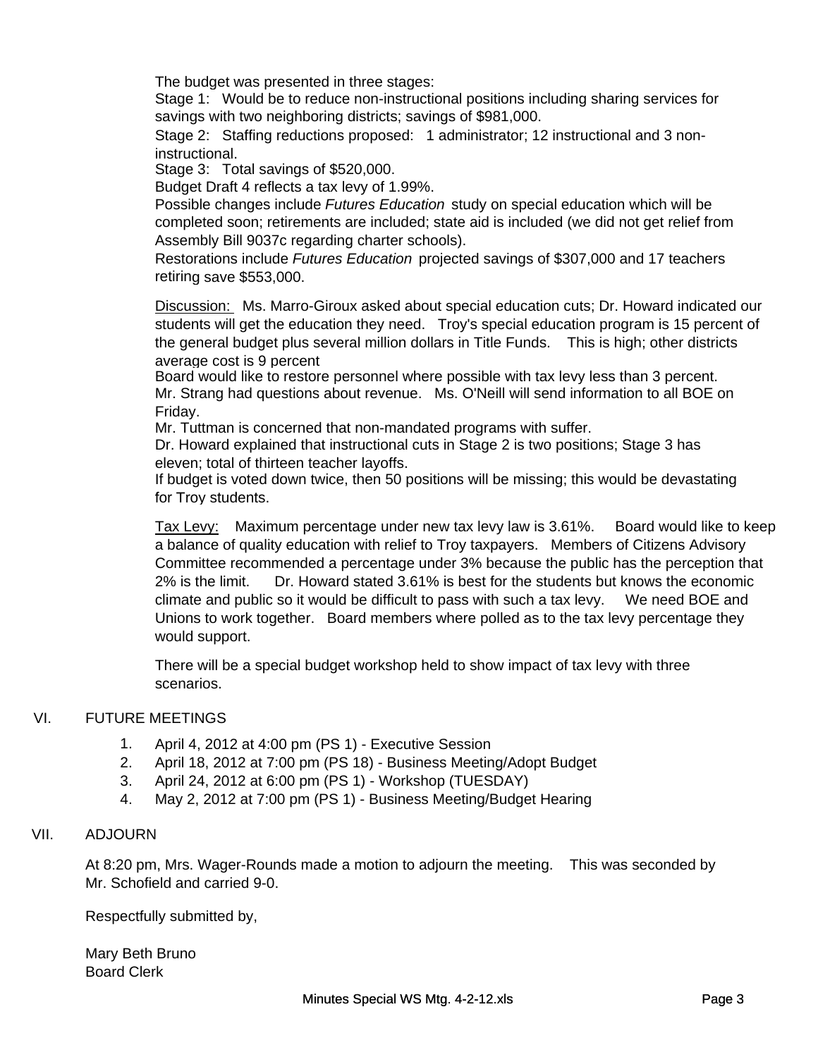The budget was presented in three stages:

Stage 1: Would be to reduce non-instructional positions including sharing services for savings with two neighboring districts; savings of $981,000.

Stage 2: Staffing reductions proposed: 1 administrator; 12 instructional and 3 non-instructional.

Stage 3: Total savings of $520,000.

Budget Draft 4 reflects a tax levy of 1.99%.

Possible changes include *Futures Education* study on special education which will be completed soon; retirements are included; state aid is included (we did not get relief from Assembly Bill 9037c regarding charter schools).

Restorations include *Futures Education* projected savings of $307,000 and 17 teachers retiring save $553,000.

Discussion: Ms. Marro-Giroux asked about special education cuts; Dr. Howard indicated our students will get the education they need. Troy's special education program is 15 percent of the general budget plus several million dollars in Title Funds. This is high; other districts average cost is 9 percent

Board would like to restore personnel where possible with tax levy less than 3 percent.

Mr. Strang had questions about revenue. Ms. O'Neill will send information to all BOE on Friday.

Mr. Tuttman is concerned that non-mandated programs with suffer.

Dr. Howard explained that instructional cuts in Stage 2 is two positions; Stage 3 has eleven; total of thirteen teacher layoffs.

If budget is voted down twice, then 50 positions will be missing; this would be devastating for Troy students.

Tax Levy: Maximum percentage under new tax levy law is 3.61%. Board would like to keep a balance of quality education with relief to Troy taxpayers. Members of Citizens Advisory Committee recommended a percentage under 3% because the public has the perception that 2% is the limit. Dr. Howard stated 3.61% is best for the students but knows the economic climate and public so it would be difficult to pass with such a tax levy. We need BOE and Unions to work together. Board members where polled as to the tax levy percentage they would support.

There will be a special budget workshop held to show impact of tax levy with three scenarios.

## VI. FUTURE MEETINGS

1. April 4, 2012 at 4:00 pm (PS 1) - Executive Session
2. April 18, 2012 at 7:00 pm (PS 18) - Business Meeting/Adopt Budget
3. April 24, 2012 at 6:00 pm (PS 1) - Workshop (TUESDAY)
4. May 2, 2012 at 7:00 pm (PS 1) - Business Meeting/Budget Hearing

## VII. ADJOURN

At 8:20 pm, Mrs. Wager-Rounds made a motion to adjourn the meeting. This was seconded by Mr. Schofield and carried 9-0.

Respectfully submitted by,

Mary Beth Bruno
Board Clerk